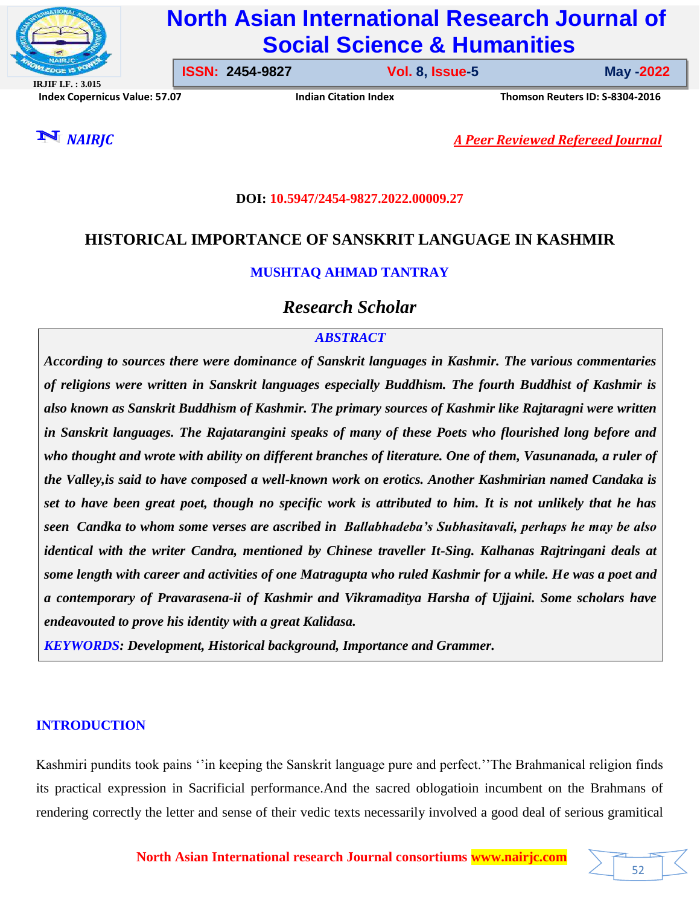**DOI: 10.5947/2454-9827.2022.00009.27**

# HISTORICAL IMPORTANCE OF SANSKRIT LANGUAGE IN KASHMIR

**MUSHTAQ AHMAD TANTRAY**

*Research Scholar*

## *ABSTRACT*

***According to sources there were dominance of Sanskrit languages in Kashmir. The various commentaries of religions were written in Sanskrit languages especially Buddhism. The fourth Buddhist of Kashmir is also known as Sanskrit Buddhism of Kashmir. The primary sources of Kashmir like Rajtaragni were written in Sanskrit languages. The Rajatarangini speaks of many of these Poets who flourished long before and who thought and wrote with ability on different branches of literature. One of them, Vasunanada, a ruler of the Valley,is said to have composed a well-known work on erotics. Another Kashmirian named Candaka is set to have been great poet, though no specific work is attributed to him. It is not unlikely that he has seen Candka to whom some verses are ascribed in Ballabhadeba's Subhasitavali, perhaps he may be also identical with the writer Candra, mentioned by Chinese traveller It-Sing. Kalhanas Rajtringani deals at some length with career and activities of one Matragupta who ruled Kashmir for a while. He was a poet and a contemporary of Pravarasena-ii of Kashmir and Vikramaditya Harsha of Ujjaini. Some scholars have endeavouted to prove his identity with a great Kalidasa.***

***KEYWORDS*: *Development, Historical background, Importance and Grammer.***

## INTRODUCTION

Kashmiri pundits took pains ''in keeping the Sanskrit language pure and perfect.''The Brahmanical religion finds its practical expression in Sacrificial performance.And the sacred oblogatioin incumbent on the Brahmans of rendering correctly the letter and sense of their vedic texts necessarily involved a good deal of serious gramitical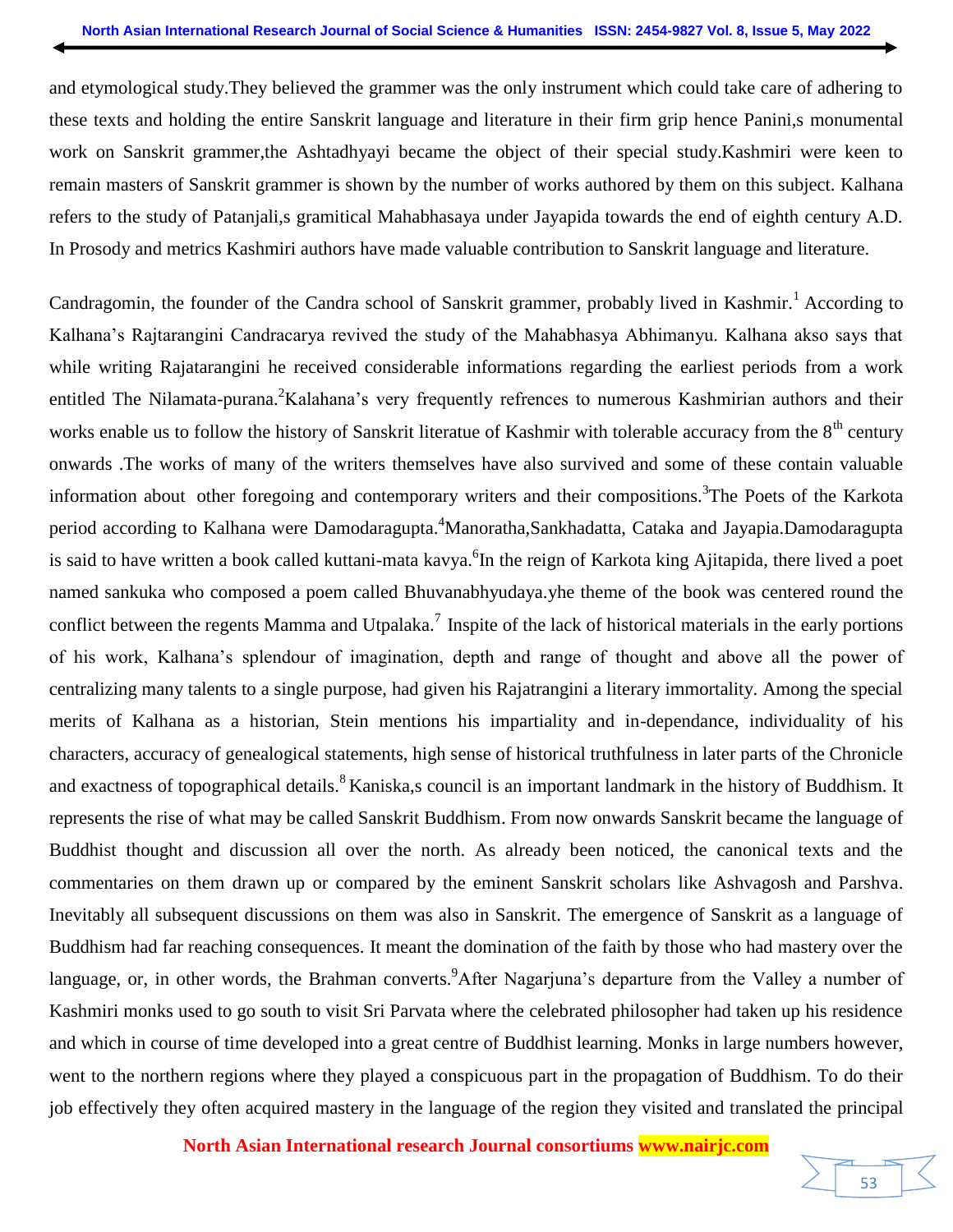and etymological study.They believed the grammer was the only instrument which could take care of adhering to these texts and holding the entire Sanskrit language and literature in their firm grip hence Panini,s monumental work on Sanskrit grammer,the Ashtadhyayi became the object of their special study.Kashmiri were keen to remain masters of Sanskrit grammer is shown by the number of works authored by them on this subject. Kalhana refers to the study of Patanjali,s gramitical Mahabhasaya under Jayapida towards the end of eighth century A.D. In Prosody and metrics Kashmiri authors have made valuable contribution to Sanskrit language and literature.

Candragomin, the founder of the Candra school of Sanskrit grammer, probably lived in Kashmir.[1] According to Kalhana's Rajtarangini Candracarya revived the study of the Mahabhasya Abhimanyu. Kalhana akso says that while writing Rajatarangini he received considerable informations regarding the earliest periods from a work entitled The Nilamata-purana.[2]Kalahana's very frequently refrences to numerous Kashmirian authors and their works enable us to follow the history of Sanskrit literatue of Kashmir with tolerable accuracy from the 8[th] century onwards .The works of many of the writers themselves have also survived and some of these contain valuable information about other foregoing and contemporary writers and their compositions.[3]The Poets of the Karkota period according to Kalhana were Damodaragupta.[4]Manoratha,Sankhadatta, Cataka and Jayapia.Damodaragupta is said to have written a book called kuttani-mata kavya.[6]In the reign of Karkota king Ajitapida, there lived a poet named sankuka who composed a poem called Bhuvanabhyudaya.yhe theme of the book was centered round the conflict between the regents Mamma and Utpalaka.[7] Inspite of the lack of historical materials in the early portions of his work, Kalhana's splendour of imagination, depth and range of thought and above all the power of centralizing many talents to a single purpose, had given his Rajatrangini a literary immortality. Among the special merits of Kalhana as a historian, Stein mentions his impartiality and in-dependance, individuality of his characters, accuracy of genealogical statements, high sense of historical truthfulness in later parts of the Chronicle and exactness of topographical details.[8] Kaniska,s council is an important landmark in the history of Buddhism. It represents the rise of what may be called Sanskrit Buddhism. From now onwards Sanskrit became the language of Buddhist thought and discussion all over the north. As already been noticed, the canonical texts and the commentaries on them drawn up or compared by the eminent Sanskrit scholars like Ashvagosh and Parshva. Inevitably all subsequent discussions on them was also in Sanskrit. The emergence of Sanskrit as a language of Buddhism had far reaching consequences. It meant the domination of the faith by those who had mastery over the language, or, in other words, the Brahman converts.[9]After Nagarjuna's departure from the Valley a number of Kashmiri monks used to go south to visit Sri Parvata where the celebrated philosopher had taken up his residence and which in course of time developed into a great centre of Buddhist learning. Monks in large numbers however, went to the northern regions where they played a conspicuous part in the propagation of Buddhism. To do their job effectively they often acquired mastery in the language of the region they visited and translated the principal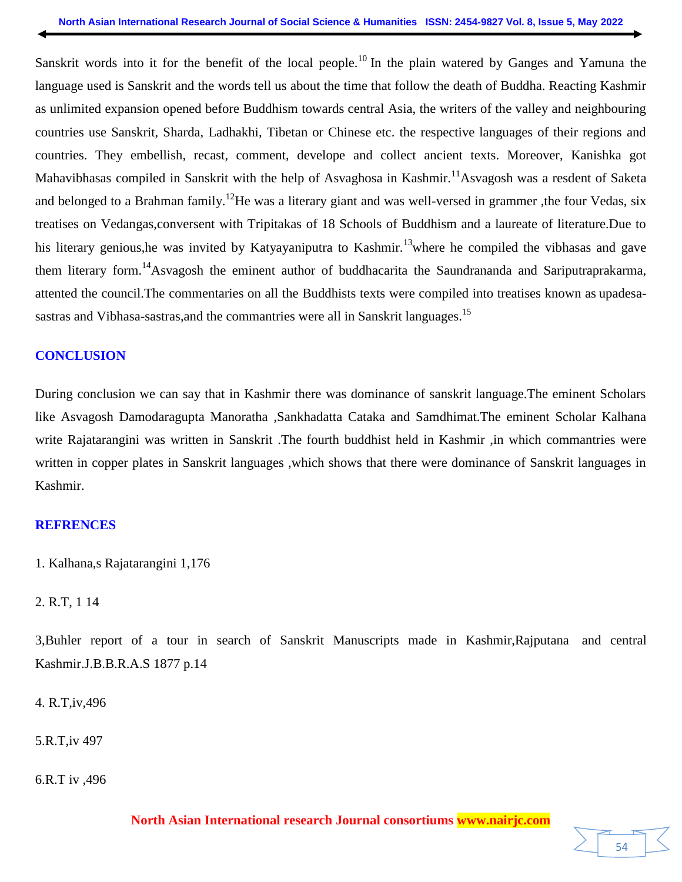Sanskrit words into it for the benefit of the local people.[10] In the plain watered by Ganges and Yamuna the language used is Sanskrit and the words tell us about the time that follow the death of Buddha. Reacting Kashmir as unlimited expansion opened before Buddhism towards central Asia, the writers of the valley and neighbouring countries use Sanskrit, Sharda, Ladhakhi, Tibetan or Chinese etc. the respective languages of their regions and countries. They embellish, recast, comment, develope and collect ancient texts. Moreover, Kanishka got Mahavibhasas compiled in Sanskrit with the help of Asvaghosa in Kashmir.[11]Asvagosh was a resdent of Saketa and belonged to a Brahman family.[12]He was a literary giant and was well-versed in grammer ,the four Vedas, six treatises on Vedangas,conversent with Tripitakas of 18 Schools of Buddhism and a laureate of literature.Due to his literary genious,he was invited by Katyayaniputra to Kashmir.[13]where he compiled the vibhasas and gave them literary form.[14]Asvagosh the eminent author of buddhacarita the Saundrananda and Sariputraprakarma, attented the council.The commentaries on all the Buddhists texts were compiled into treatises known as upadesa-sastras and Vibhasa-sastras,and the commantries were all in Sanskrit languages.[15]

## CONCLUSION

During conclusion we can say that in Kashmir there was dominance of sanskrit language.The eminent Scholars like Asvagosh Damodaragupta Manoratha ,Sankhadatta Cataka and Samdhimat.The eminent Scholar Kalhana write Rajatarangini was written in Sanskrit .The fourth buddhist held in Kashmir ,in which commantries were written in copper plates in Sanskrit languages ,which shows that there were dominance of Sanskrit languages in Kashmir.

## REFRENCES

1. Kalhana,s Rajatarangini 1,176

2. R.T, 1 14

3,Buhler report of a tour in search of Sanskrit Manuscripts made in Kashmir,Rajputana and central Kashmir.J.B.B.R.A.S 1877 p.14

4. R.T,iv,496

5.R.T,iv 497

6.R.T iv ,496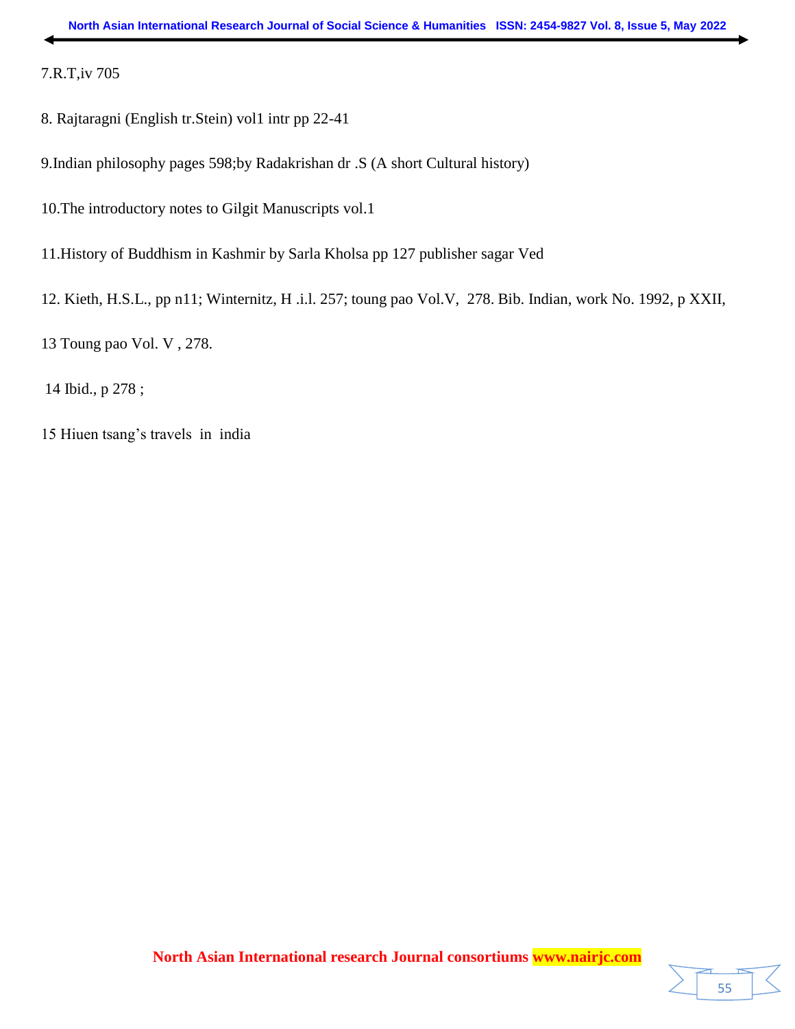7.R.T,iv 705

8. Rajtaragni (English tr.Stein) vol1 intr pp 22-41

9.Indian philosophy pages 598;by Radakrishan dr .S (A short Cultural history)

10.The introductory notes to Gilgit Manuscripts vol.1

11.History of Buddhism in Kashmir by Sarla Kholsa pp 127 publisher sagar Ved

12. Kieth, H.S.L., pp n11; Winternitz, H .i.l. 257; toung pao Vol.V, 278. Bib. Indian, work No. 1992, p XXII,

13 Toung pao Vol. V , 278.

14 Ibid., p 278 ;

15 Hiuen tsang's travels in india